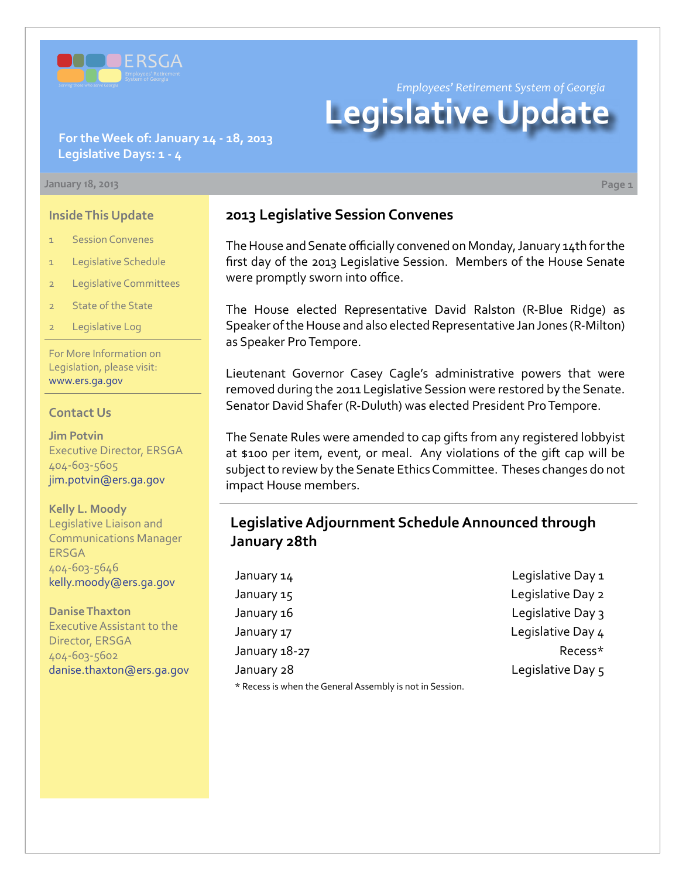*Employees' Retirement System of Georgia*

# Legislative Update

**For the Week of: January 14 - 18, 2013**
**Legislative Days: 1 - 4**

January 18, 2013

## Inside This Update

| | |
|---|---|
| 1 | Session Convenes |
| 1 | Legislative Schedule |
| 2 | Legislative Committees |
| 2 | State of the State |
| 2 | Legislative Log |

For More Information on Legislation, please visit: www.ers.ga.gov

## Contact Us

**Jim Potvin**
Executive Director, ERSGA
404-603-5605
jim.potvin@ers.ga.gov

**Kelly L. Moody**
Legislative Liaison and Communications Manager ERSGA
404-603-5646
kelly.moody@ers.ga.gov

**Danise Thaxton**
Executive Assistant to the Director, ERSGA
404-603-5602
danise.thaxton@ers.ga.gov

## 2013 Legislative Session Convenes

The House and Senate officially convened on Monday, January 14th for the first day of the 2013 Legislative Session. Members of the House Senate were promptly sworn into office.

The House elected Representative David Ralston (R-Blue Ridge) as Speaker of the House and also elected Representative Jan Jones (R-Milton) as Speaker Pro Tempore.

Lieutenant Governor Casey Cagle's administrative powers that were removed during the 2011 Legislative Session were restored by the Senate. Senator David Shafer (R-Duluth) was elected President Pro Tempore.

The Senate Rules were amended to cap gifts from any registered lobbyist at $100 per item, event, or meal. Any violations of the gift cap will be subject to review by the Senate Ethics Committee. Theses changes do not impact House members.

## Legislative Adjournment Schedule Announced through January 28th

| | |
|---|---|
| January 14 | Legislative Day 1 |
| January 15 | Legislative Day 2 |
| January 16 | Legislative Day 3 |
| January 17 | Legislative Day 4 |
| January 18-27 | Recess* |
| January 28 | Legislative Day 5 |

* Recess is when the General Assembly is not in Session.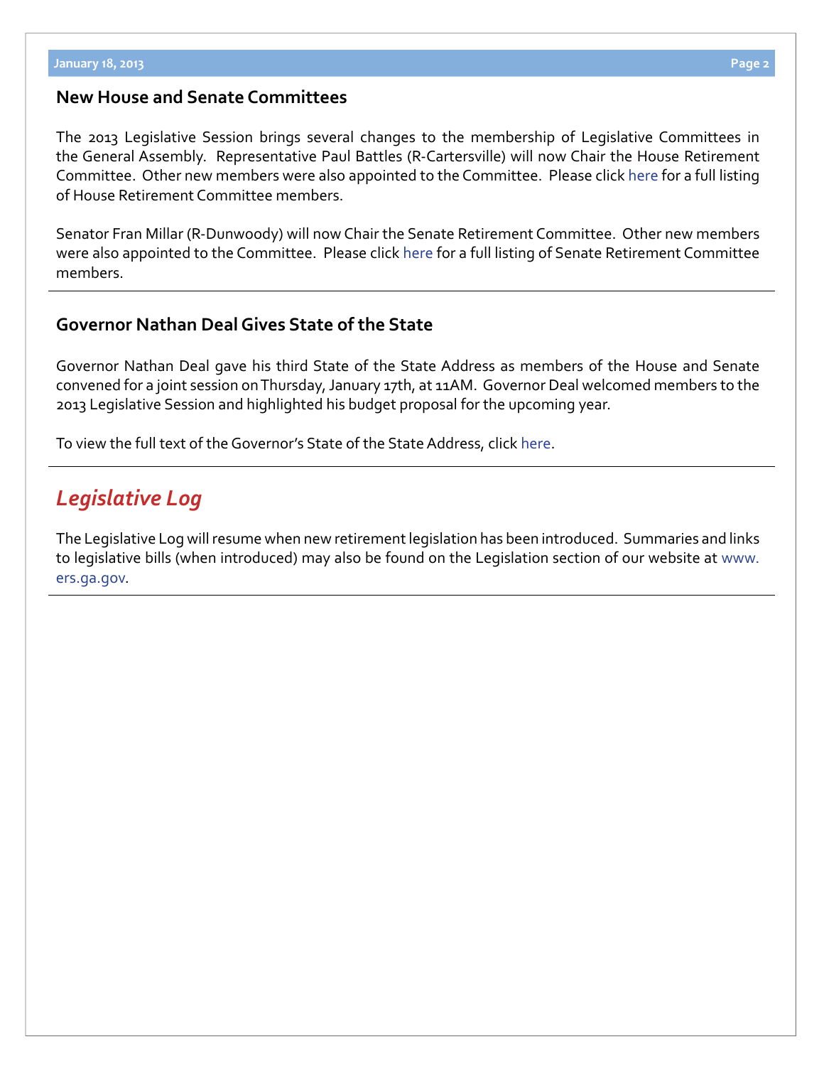## New House and Senate Committees

The 2013 Legislative Session brings several changes to the membership of Legislative Committees in the General Assembly. Representative Paul Battles (R-Cartersville) will now Chair the House Retirement Committee. Other new members were also appointed to the Committee. Please click here for a full listing of House Retirement Committee members.

Senator Fran Millar (R-Dunwoody) will now Chair the Senate Retirement Committee. Other new members were also appointed to the Committee. Please click here for a full listing of Senate Retirement Committee members.

## Governor Nathan Deal Gives State of the State

Governor Nathan Deal gave his third State of the State Address as members of the House and Senate convened for a joint session on Thursday, January 17th, at 11AM. Governor Deal welcomed members to the 2013 Legislative Session and highlighted his budget proposal for the upcoming year.

To view the full text of the Governor's State of the State Address, click here.

# *Legislative Log*

The Legislative Log will resume when new retirement legislation has been introduced. Summaries and links to legislative bills (when introduced) may also be found on the Legislation section of our website at www.ers.ga.gov.